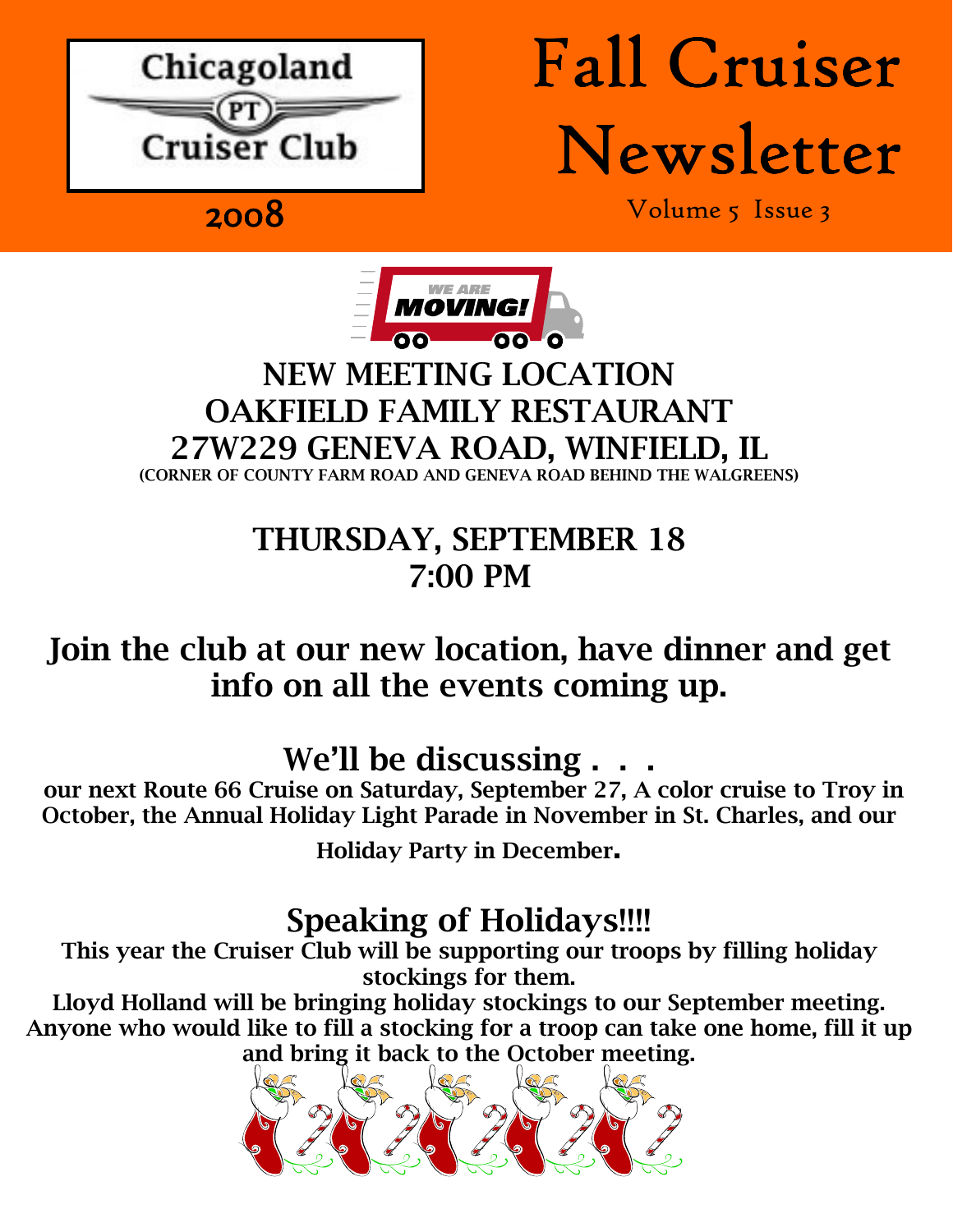Chicagoland PT Cruiser Club

2008

# Fall Cruiser Newsletter

Volume 5 Issue 3

WE ARE MOVING!

## NEW MEETING LOCATION
## OAKFIELD FAMILY RESTAURANT
## 27W229 GENEVA ROAD, WINFIELD, IL

(CORNER OF COUNTY FARM ROAD AND GENEVA ROAD BEHIND THE WALGREENS)

## THURSDAY, SEPTEMBER 18
## 7:00 PM

## Join the club at our new location, have dinner and get info on all the events coming up.

## We'll be discussing . . .

**our next Route 66 Cruise on Saturday, September 27, A color cruise to Troy in October, the Annual Holiday Light Parade in November in St. Charles, and our Holiday Party in December.**

## Speaking of Holidays!!!!

**This year the Cruiser Club will be supporting our troops by filling holiday stockings for them.**

**Lloyd Holland will be bringing holiday stockings to our September meeting. Anyone who would like to fill a stocking for a troop can take one home, fill it up and bring it back to the October meeting.**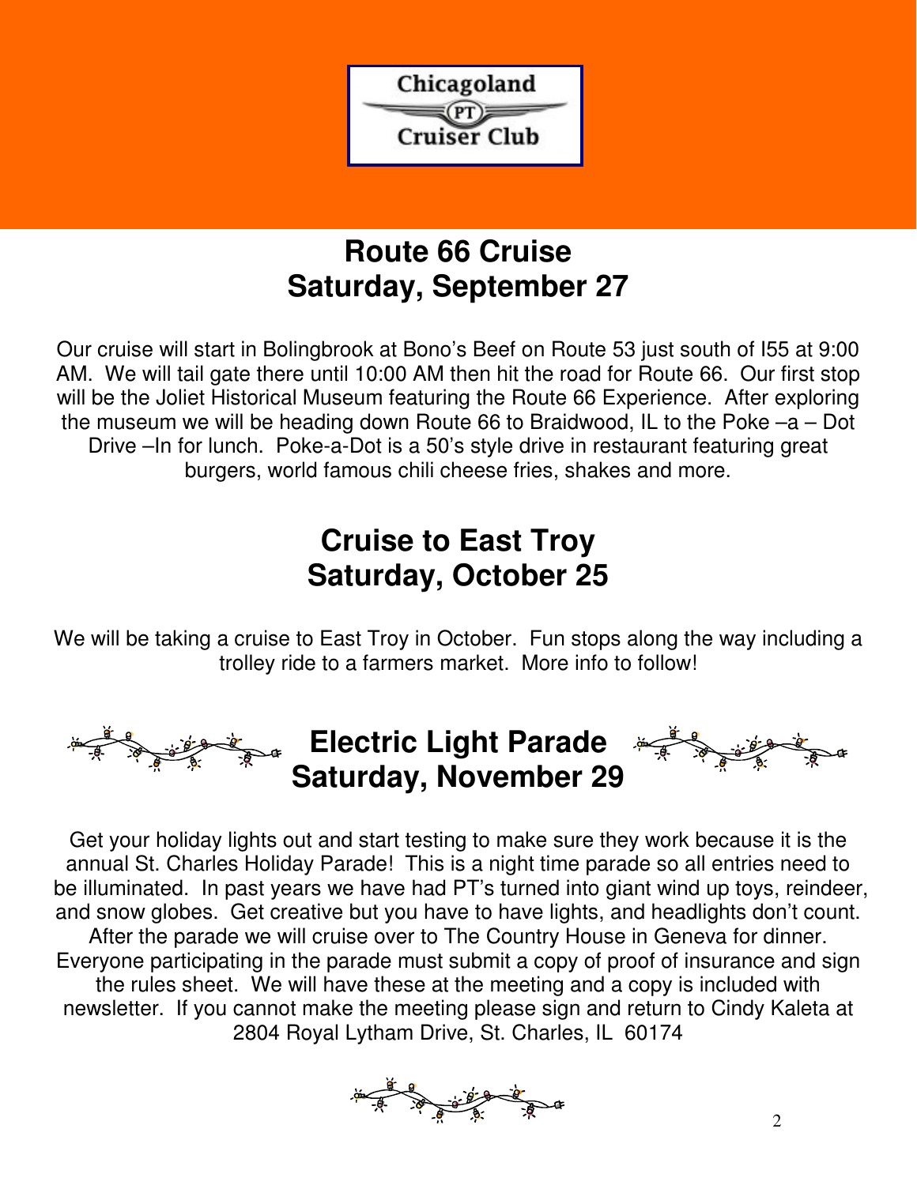Chicagoland PT Cruiser Club

## Route 66 Cruise
## Saturday, September 27

Our cruise will start in Bolingbrook at Bono's Beef on Route 53 just south of I55 at 9:00 AM. We will tail gate there until 10:00 AM then hit the road for Route 66. Our first stop will be the Joliet Historical Museum featuring the Route 66 Experience. After exploring the museum we will be heading down Route 66 to Braidwood, IL to the Poke –a – Dot Drive –In for lunch. Poke-a-Dot is a 50's style drive in restaurant featuring great burgers, world famous chili cheese fries, shakes and more.

## Cruise to East Troy
## Saturday, October 25

We will be taking a cruise to East Troy in October. Fun stops along the way including a trolley ride to a farmers market. More info to follow!

## Electric Light Parade
## Saturday, November 29

Get your holiday lights out and start testing to make sure they work because it is the annual St. Charles Holiday Parade! This is a night time parade so all entries need to be illuminated. In past years we have had PT's turned into giant wind up toys, reindeer, and snow globes. Get creative but you have to have lights, and headlights don't count. After the parade we will cruise over to The Country House in Geneva for dinner. Everyone participating in the parade must submit a copy of proof of insurance and sign the rules sheet. We will have these at the meeting and a copy is included with newsletter. If you cannot make the meeting please sign and return to Cindy Kaleta at 2804 Royal Lytham Drive, St. Charles, IL 60174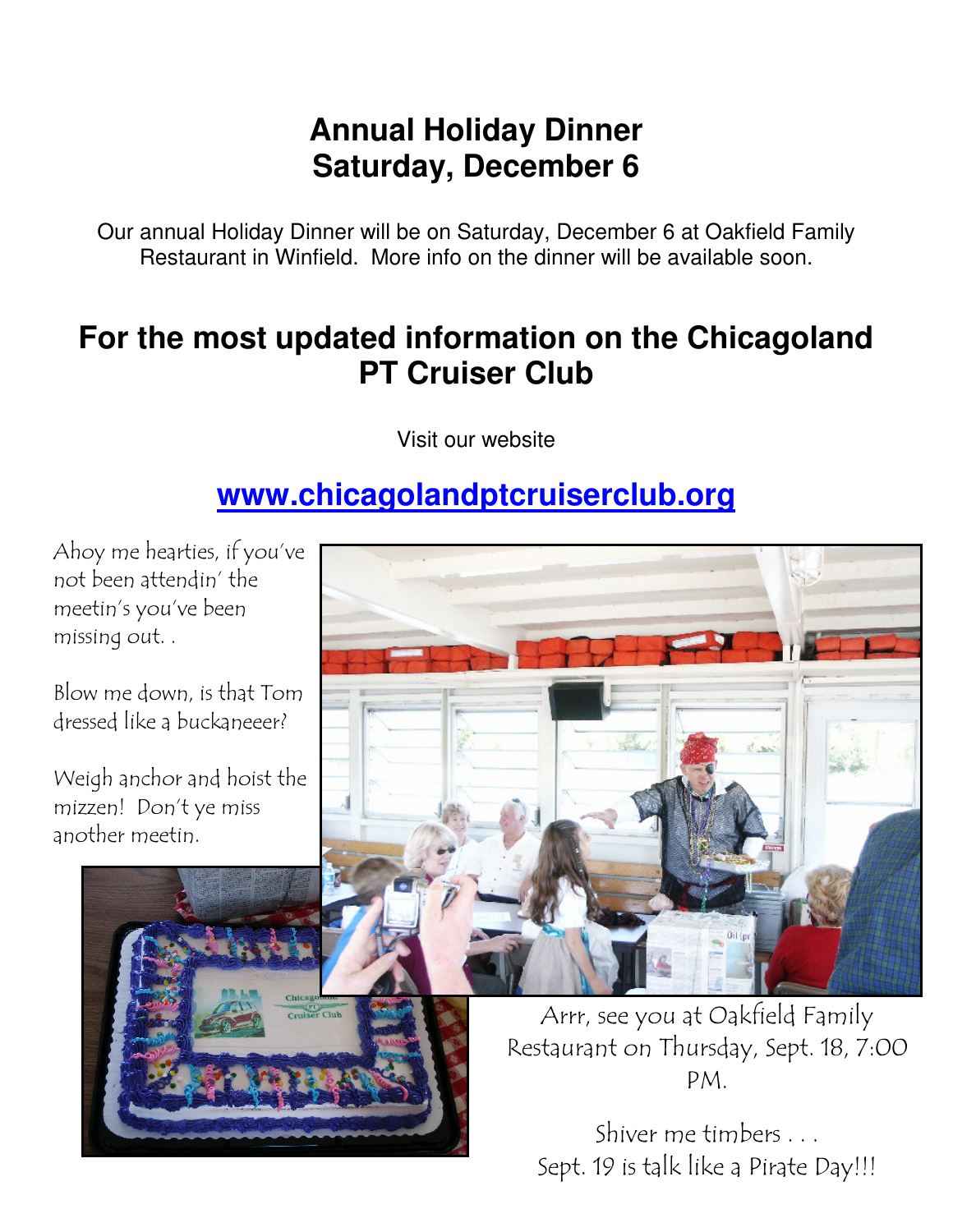# Annual Holiday Dinner
# Saturday, December 6

Our annual Holiday Dinner will be on Saturday, December 6 at Oakfield Family Restaurant in Winfield. More info on the dinner will be available soon.

## For the most updated information on the Chicagoland PT Cruiser Club

Visit our website

## **www.chicagolandptcruiserclub.org**

Ahoy me hearties, if you've not been attendin' the meetin's you've been missing out. .

Blow me down, is that Tom dressed like a buckaneeer?

Weigh anchor and hoist the mizzen! Don't ye miss another meetin.

Arrr, see you at Oakfield Family Restaurant on Thursday, Sept. 18, 7:00 PM.

Shiver me timbers . . .
Sept. 19 is talk like a Pirate Day!!!